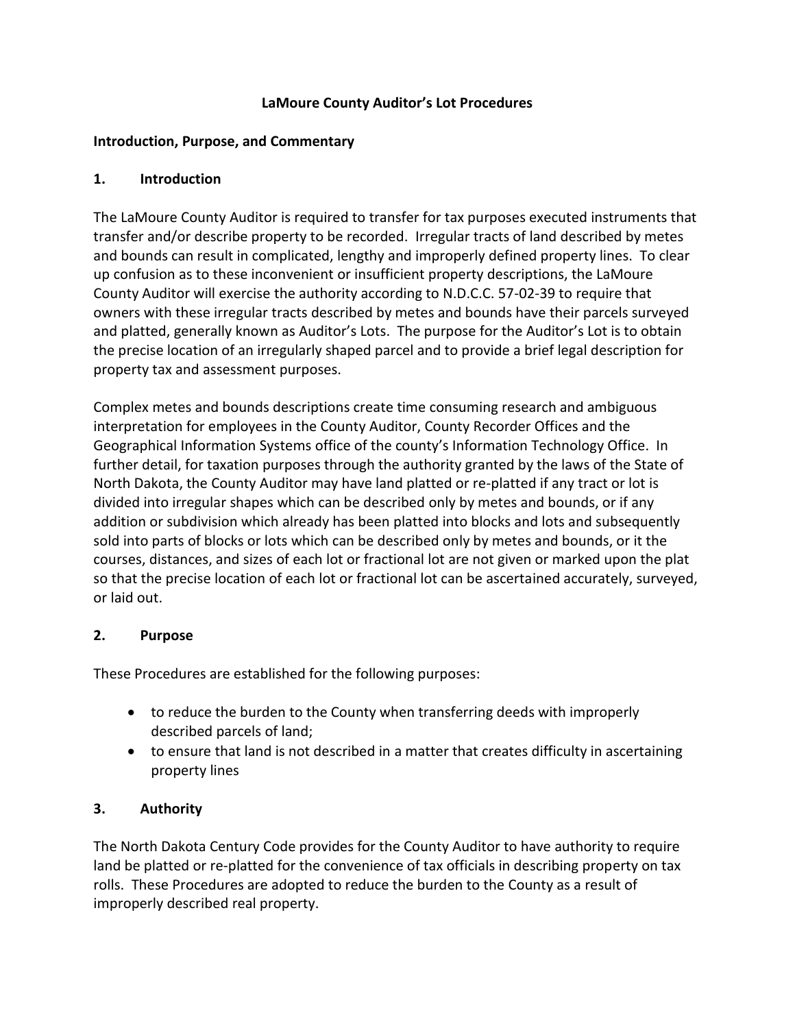# LaMoure County Auditor's Lot Procedures

## Introduction, Purpose, and Commentary

## 1. Introduction

The LaMoure County Auditor is required to transfer for tax purposes executed instruments that transfer and/or describe property to be recorded. Irregular tracts of land described by metes and bounds can result in complicated, lengthy and improperly defined property lines. To clear up confusion as to these inconvenient or insufficient property descriptions, the LaMoure County Auditor will exercise the authority according to N.D.C.C. 57-02-39 to require that owners with these irregular tracts described by metes and bounds have their parcels surveyed and platted, generally known as Auditor's Lots. The purpose for the Auditor's Lot is to obtain the precise location of an irregularly shaped parcel and to provide a brief legal description for property tax and assessment purposes.

Complex metes and bounds descriptions create time consuming research and ambiguous interpretation for employees in the County Auditor, County Recorder Offices and the Geographical Information Systems office of the county's Information Technology Office. In further detail, for taxation purposes through the authority granted by the laws of the State of North Dakota, the County Auditor may have land platted or re-platted if any tract or lot is divided into irregular shapes which can be described only by metes and bounds, or if any addition or subdivision which already has been platted into blocks and lots and subsequently sold into parts of blocks or lots which can be described only by metes and bounds, or it the courses, distances, and sizes of each lot or fractional lot are not given or marked upon the plat so that the precise location of each lot or fractional lot can be ascertained accurately, surveyed, or laid out.

## 2. Purpose

These Procedures are established for the following purposes:

- to reduce the burden to the County when transferring deeds with improperly described parcels of land;
- to ensure that land is not described in a matter that creates difficulty in ascertaining property lines

## 3. Authority

The North Dakota Century Code provides for the County Auditor to have authority to require land be platted or re-platted for the convenience of tax officials in describing property on tax rolls. These Procedures are adopted to reduce the burden to the County as a result of improperly described real property.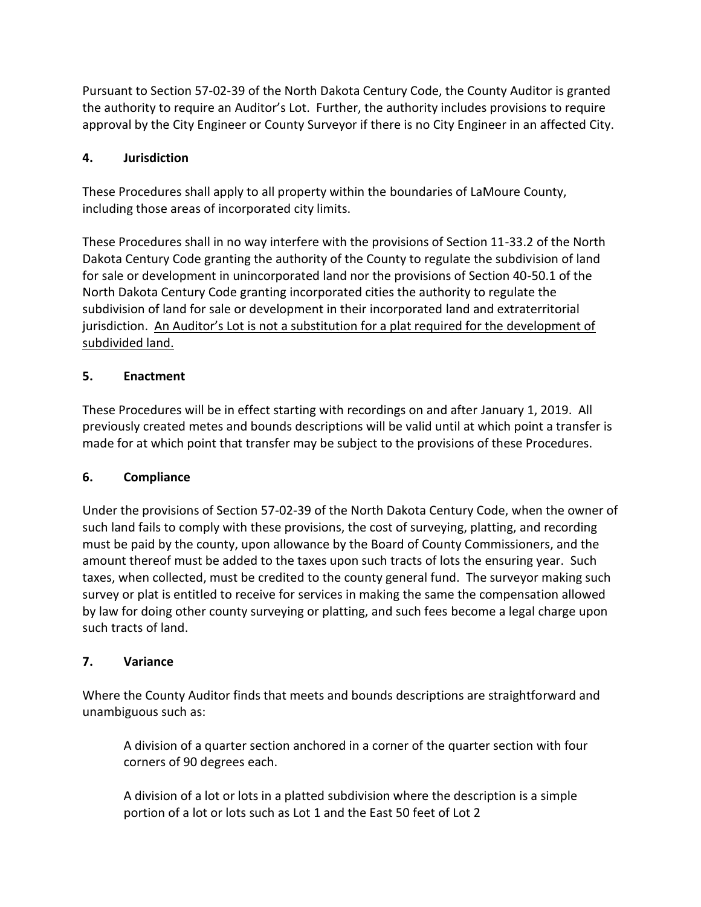Pursuant to Section 57-02-39 of the North Dakota Century Code, the County Auditor is granted the authority to require an Auditor's Lot. Further, the authority includes provisions to require approval by the City Engineer or County Surveyor if there is no City Engineer in an affected City.

## 4. Jurisdiction

These Procedures shall apply to all property within the boundaries of LaMoure County, including those areas of incorporated city limits.

These Procedures shall in no way interfere with the provisions of Section 11-33.2 of the North Dakota Century Code granting the authority of the County to regulate the subdivision of land for sale or development in unincorporated land nor the provisions of Section 40-50.1 of the North Dakota Century Code granting incorporated cities the authority to regulate the subdivision of land for sale or development in their incorporated land and extraterritorial jurisdiction. <u>An Auditor's Lot is not a substitution for a plat required for the development of subdivided land.</u>

## 5. Enactment

These Procedures will be in effect starting with recordings on and after January 1, 2019. All previously created metes and bounds descriptions will be valid until at which point a transfer is made for at which point that transfer may be subject to the provisions of these Procedures.

## 6. Compliance

Under the provisions of Section 57-02-39 of the North Dakota Century Code, when the owner of such land fails to comply with these provisions, the cost of surveying, platting, and recording must be paid by the county, upon allowance by the Board of County Commissioners, and the amount thereof must be added to the taxes upon such tracts of lots the ensuring year. Such taxes, when collected, must be credited to the county general fund. The surveyor making such survey or plat is entitled to receive for services in making the same the compensation allowed by law for doing other county surveying or platting, and such fees become a legal charge upon such tracts of land.

## 7. Variance

Where the County Auditor finds that meets and bounds descriptions are straightforward and unambiguous such as:

> A division of a quarter section anchored in a corner of the quarter section with four corners of 90 degrees each.
>
> A division of a lot or lots in a platted subdivision where the description is a simple portion of a lot or lots such as Lot 1 and the East 50 feet of Lot 2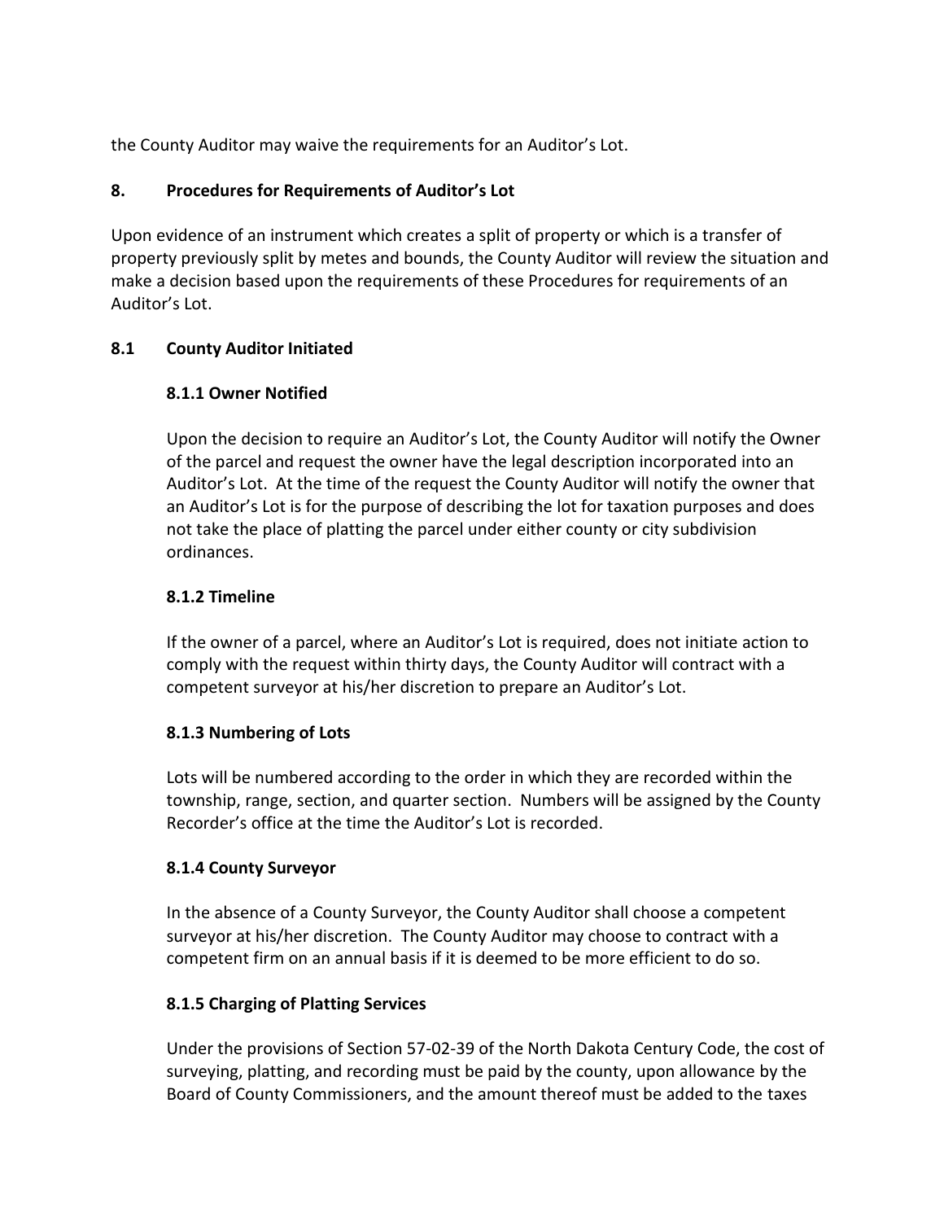the County Auditor may waive the requirements for an Auditor's Lot.

## 8. Procedures for Requirements of Auditor's Lot

Upon evidence of an instrument which creates a split of property or which is a transfer of property previously split by metes and bounds, the County Auditor will review the situation and make a decision based upon the requirements of these Procedures for requirements of an Auditor's Lot.

### 8.1 County Auditor Initiated

#### 8.1.1 Owner Notified

Upon the decision to require an Auditor's Lot, the County Auditor will notify the Owner of the parcel and request the owner have the legal description incorporated into an Auditor's Lot. At the time of the request the County Auditor will notify the owner that an Auditor's Lot is for the purpose of describing the lot for taxation purposes and does not take the place of platting the parcel under either county or city subdivision ordinances.

#### 8.1.2 Timeline

If the owner of a parcel, where an Auditor's Lot is required, does not initiate action to comply with the request within thirty days, the County Auditor will contract with a competent surveyor at his/her discretion to prepare an Auditor's Lot.

#### 8.1.3 Numbering of Lots

Lots will be numbered according to the order in which they are recorded within the township, range, section, and quarter section. Numbers will be assigned by the County Recorder's office at the time the Auditor's Lot is recorded.

#### 8.1.4 County Surveyor

In the absence of a County Surveyor, the County Auditor shall choose a competent surveyor at his/her discretion. The County Auditor may choose to contract with a competent firm on an annual basis if it is deemed to be more efficient to do so.

#### 8.1.5 Charging of Platting Services

Under the provisions of Section 57-02-39 of the North Dakota Century Code, the cost of surveying, platting, and recording must be paid by the county, upon allowance by the Board of County Commissioners, and the amount thereof must be added to the taxes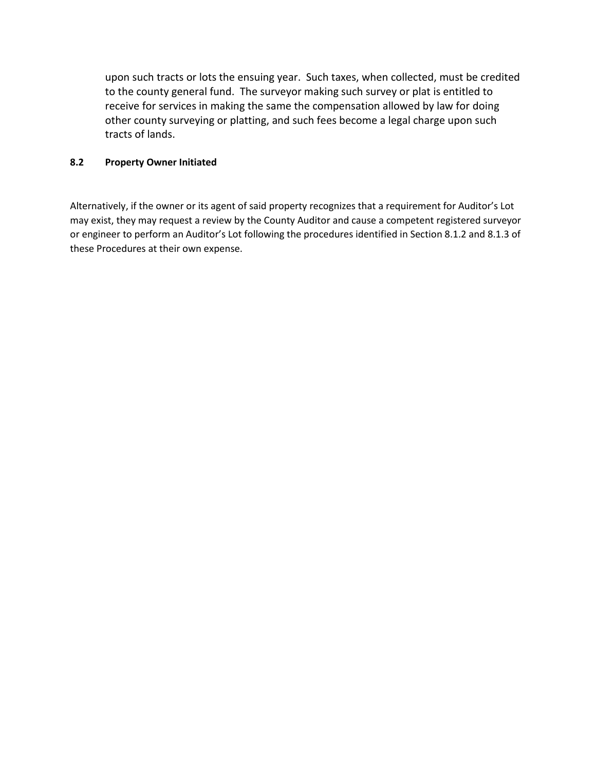upon such tracts or lots the ensuing year. Such taxes, when collected, must be credited to the county general fund. The surveyor making such survey or plat is entitled to receive for services in making the same the compensation allowed by law for doing other county surveying or platting, and such fees become a legal charge upon such tracts of lands.

### 8.2 Property Owner Initiated

Alternatively, if the owner or its agent of said property recognizes that a requirement for Auditor's Lot may exist, they may request a review by the County Auditor and cause a competent registered surveyor or engineer to perform an Auditor's Lot following the procedures identified in Section 8.1.2 and 8.1.3 of these Procedures at their own expense.